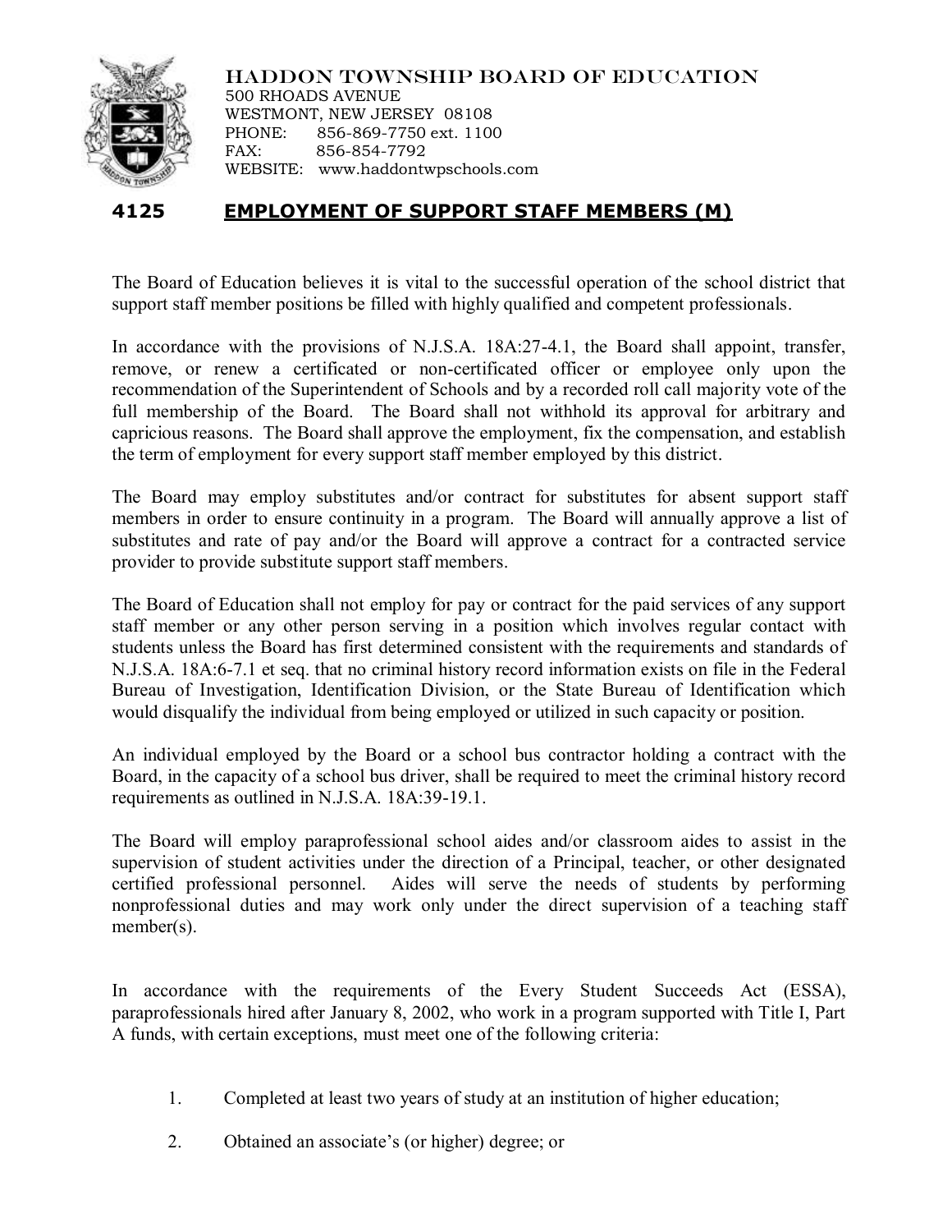HADDON TOWNSHIP BOARD OF EDUCATION
500 RHOADS AVENUE
WESTMONT, NEW JERSEY 08108
PHONE: 856-869-7750 ext. 1100
FAX: 856-854-7792
WEBSITE: www.haddontwpschools.com

# 4125 EMPLOYMENT OF SUPPORT STAFF MEMBERS (M)

The Board of Education believes it is vital to the successful operation of the school district that support staff member positions be filled with highly qualified and competent professionals.

In accordance with the provisions of N.J.S.A. 18A:27-4.1, the Board shall appoint, transfer, remove, or renew a certificated or non-certificated officer or employee only upon the recommendation of the Superintendent of Schools and by a recorded roll call majority vote of the full membership of the Board. The Board shall not withhold its approval for arbitrary and capricious reasons. The Board shall approve the employment, fix the compensation, and establish the term of employment for every support staff member employed by this district.

The Board may employ substitutes and/or contract for substitutes for absent support staff members in order to ensure continuity in a program. The Board will annually approve a list of substitutes and rate of pay and/or the Board will approve a contract for a contracted service provider to provide substitute support staff members.

The Board of Education shall not employ for pay or contract for the paid services of any support staff member or any other person serving in a position which involves regular contact with students unless the Board has first determined consistent with the requirements and standards of N.J.S.A. 18A:6-7.1 et seq. that no criminal history record information exists on file in the Federal Bureau of Investigation, Identification Division, or the State Bureau of Identification which would disqualify the individual from being employed or utilized in such capacity or position.

An individual employed by the Board or a school bus contractor holding a contract with the Board, in the capacity of a school bus driver, shall be required to meet the criminal history record requirements as outlined in N.J.S.A. 18A:39-19.1.

The Board will employ paraprofessional school aides and/or classroom aides to assist in the supervision of student activities under the direction of a Principal, teacher, or other designated certified professional personnel. Aides will serve the needs of students by performing nonprofessional duties and may work only under the direct supervision of a teaching staff member(s).

In accordance with the requirements of the Every Student Succeeds Act (ESSA), paraprofessionals hired after January 8, 2002, who work in a program supported with Title I, Part A funds, with certain exceptions, must meet one of the following criteria:

1. Completed at least two years of study at an institution of higher education;
2. Obtained an associate's (or higher) degree; or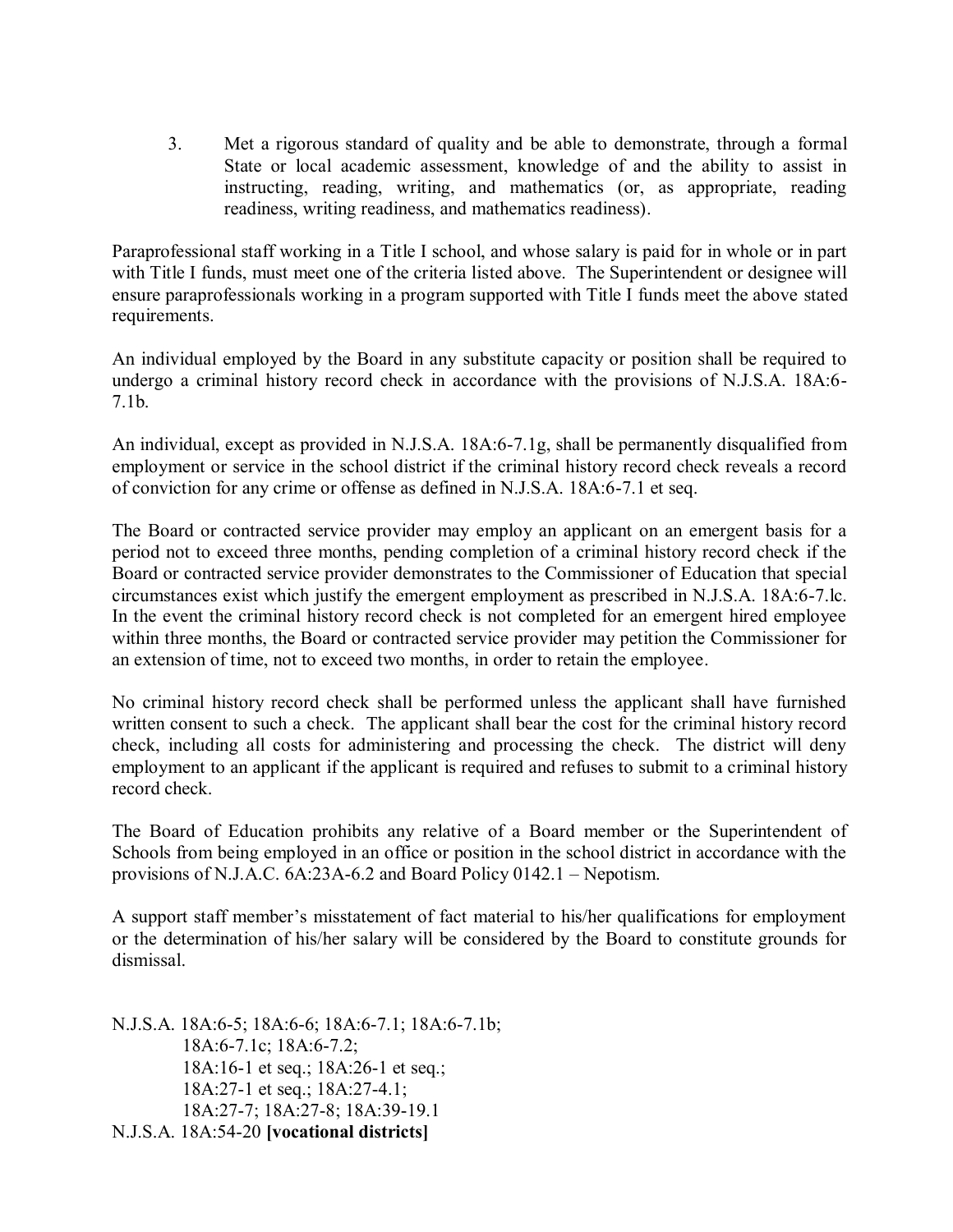3. Met a rigorous standard of quality and be able to demonstrate, through a formal State or local academic assessment, knowledge of and the ability to assist in instructing, reading, writing, and mathematics (or, as appropriate, reading readiness, writing readiness, and mathematics readiness).

Paraprofessional staff working in a Title I school, and whose salary is paid for in whole or in part with Title I funds, must meet one of the criteria listed above. The Superintendent or designee will ensure paraprofessionals working in a program supported with Title I funds meet the above stated requirements.

An individual employed by the Board in any substitute capacity or position shall be required to undergo a criminal history record check in accordance with the provisions of N.J.S.A. 18A:6-7.1b.

An individual, except as provided in N.J.S.A. 18A:6-7.1g, shall be permanently disqualified from employment or service in the school district if the criminal history record check reveals a record of conviction for any crime or offense as defined in N.J.S.A. 18A:6-7.1 et seq.

The Board or contracted service provider may employ an applicant on an emergent basis for a period not to exceed three months, pending completion of a criminal history record check if the Board or contracted service provider demonstrates to the Commissioner of Education that special circumstances exist which justify the emergent employment as prescribed in N.J.S.A. 18A:6-7.lc. In the event the criminal history record check is not completed for an emergent hired employee within three months, the Board or contracted service provider may petition the Commissioner for an extension of time, not to exceed two months, in order to retain the employee.

No criminal history record check shall be performed unless the applicant shall have furnished written consent to such a check. The applicant shall bear the cost for the criminal history record check, including all costs for administering and processing the check. The district will deny employment to an applicant if the applicant is required and refuses to submit to a criminal history record check.

The Board of Education prohibits any relative of a Board member or the Superintendent of Schools from being employed in an office or position in the school district in accordance with the provisions of N.J.A.C. 6A:23A-6.2 and Board Policy 0142.1 – Nepotism.

A support staff member's misstatement of fact material to his/her qualifications for employment or the determination of his/her salary will be considered by the Board to constitute grounds for dismissal.

N.J.S.A. 18A:6-5; 18A:6-6; 18A:6-7.1; 18A:6-7.1b;
18A:6-7.1c; 18A:6-7.2;
18A:16-1 et seq.; 18A:26-1 et seq.;
18A:27-1 et seq.; 18A:27-4.1;
18A:27-7; 18A:27-8; 18A:39-19.1
N.J.S.A. 18A:54-20 **[vocational districts]**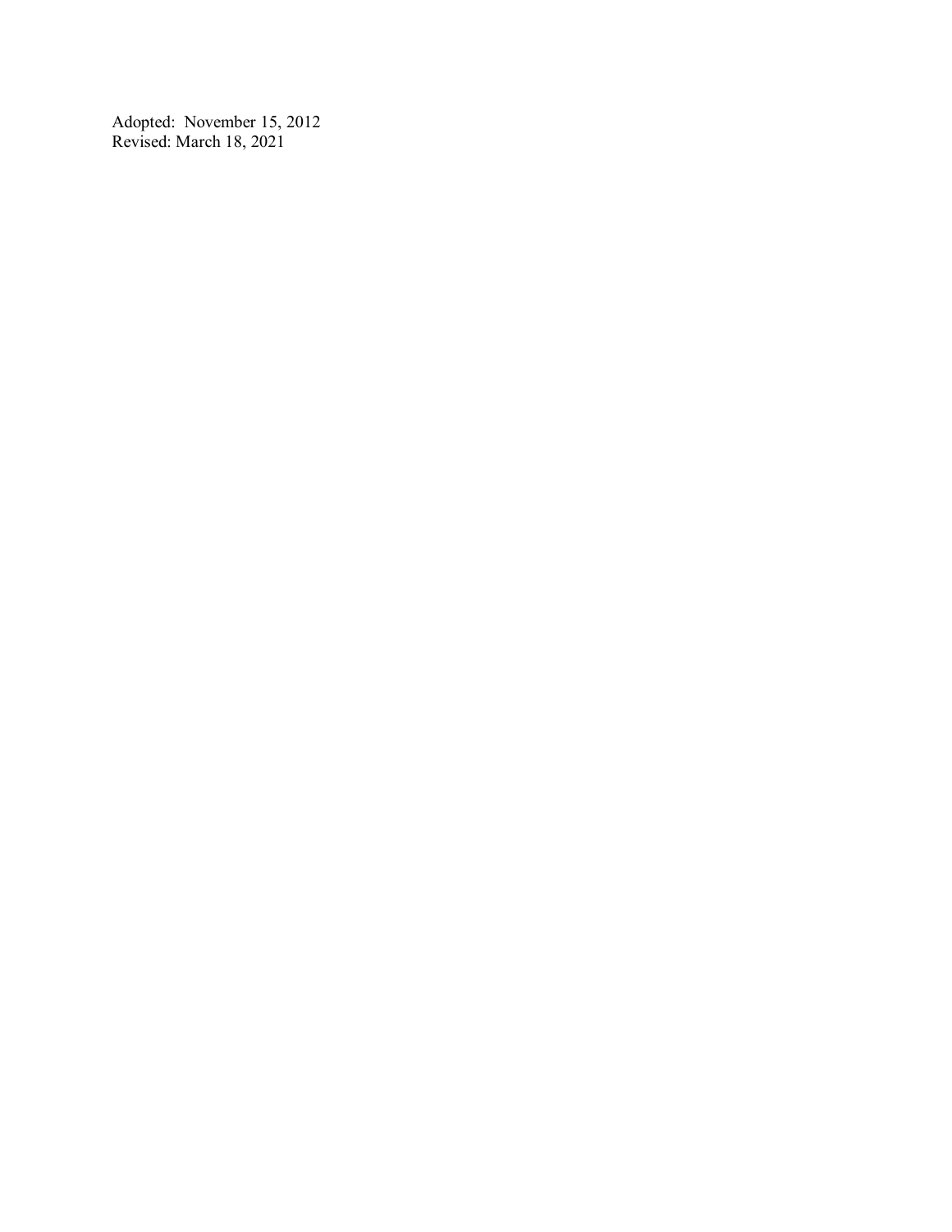Adopted: November 15, 2012
Revised: March 18, 2021